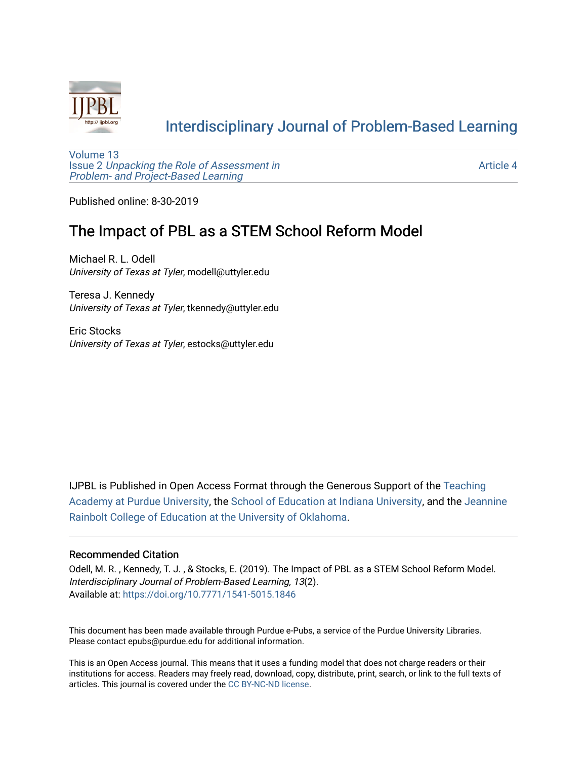# Interdisciplinary Journal of Problem-Based Learning

Volume 13
Issue 2 *Unpacking the Role of Assessment in Problem- and Project-Based Learning*

Article 4

Published online: 8-30-2019

## The Impact of PBL as a STEM School Reform Model

Michael R. L. Odell
*University of Texas at Tyler*, modell@uttyler.edu

Teresa J. Kennedy
*University of Texas at Tyler*, tkennedy@uttyler.edu

Eric Stocks
*University of Texas at Tyler*, estocks@uttyler.edu

IJPBL is Published in Open Access Format through the Generous Support of the Teaching Academy at Purdue University, the School of Education at Indiana University, and the Jeannine Rainbolt College of Education at the University of Oklahoma.

### Recommended Citation

Odell, M. R. , Kennedy, T. J. , & Stocks, E. (2019). The Impact of PBL as a STEM School Reform Model. *Interdisciplinary Journal of Problem-Based Learning, 13*(2).
Available at: https://doi.org/10.7771/1541-5015.1846

This document has been made available through Purdue e-Pubs, a service of the Purdue University Libraries. Please contact epubs@purdue.edu for additional information.

This is an Open Access journal. This means that it uses a funding model that does not charge readers or their institutions for access. Readers may freely read, download, copy, distribute, print, search, or link to the full texts of articles. This journal is covered under the CC BY-NC-ND license.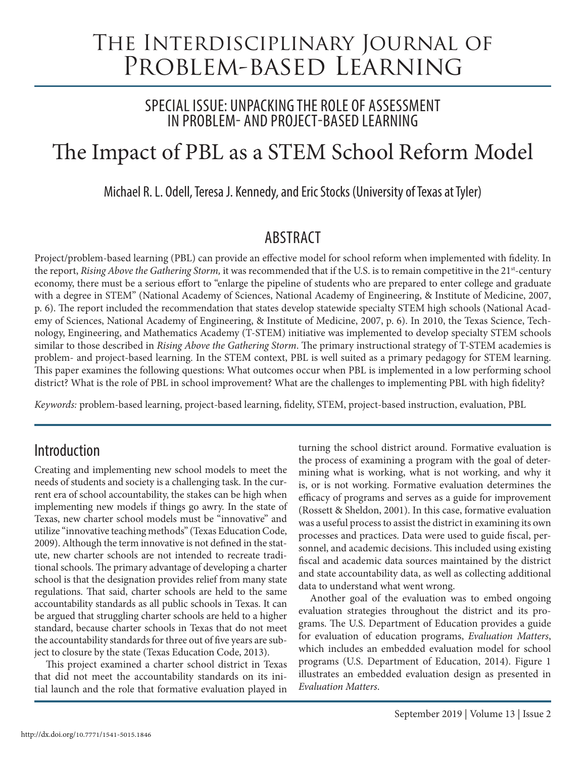# The Interdisciplinary Journal of Problem-based Learning

## SPECIAL ISSUE: UNPACKING THE ROLE OF ASSESSMENT IN PROBLEM- AND PROJECT-BASED LEARNING

# The Impact of PBL as a STEM School Reform Model

Michael R. L. Odell, Teresa J. Kennedy, and Eric Stocks (University of Texas at Tyler)

## ABSTRACT

Project/problem-based learning (PBL) can provide an effective model for school reform when implemented with fidelity. In the report, *Rising Above the Gathering Storm,* it was recommended that if the U.S. is to remain competitive in the 21st-century economy, there must be a serious effort to "enlarge the pipeline of students who are prepared to enter college and graduate with a degree in STEM" (National Academy of Sciences, National Academy of Engineering, & Institute of Medicine, 2007, p. 6). The report included the recommendation that states develop statewide specialty STEM high schools (National Academy of Sciences, National Academy of Engineering, & Institute of Medicine, 2007, p. 6). In 2010, the Texas Science, Technology, Engineering, and Mathematics Academy (T-STEM) initiative was implemented to develop specialty STEM schools similar to those described in *Rising Above the Gathering Storm*. The primary instructional strategy of T-STEM academies is problem- and project-based learning. In the STEM context, PBL is well suited as a primary pedagogy for STEM learning. This paper examines the following questions: What outcomes occur when PBL is implemented in a low performing school district? What is the role of PBL in school improvement? What are the challenges to implementing PBL with high fidelity?

*Keywords:* problem-based learning, project-based learning, fidelity, STEM, project-based instruction, evaluation, PBL

## Introduction

Creating and implementing new school models to meet the needs of students and society is a challenging task. In the current era of school accountability, the stakes can be high when implementing new models if things go awry. In the state of Texas, new charter school models must be "innovative" and utilize "innovative teaching methods" (Texas Education Code, 2009). Although the term innovative is not defined in the statute, new charter schools are not intended to recreate traditional schools. The primary advantage of developing a charter school is that the designation provides relief from many state regulations. That said, charter schools are held to the same accountability standards as all public schools in Texas. It can be argued that struggling charter schools are held to a higher standard, because charter schools in Texas that do not meet the accountability standards for three out of five years are subject to closure by the state (Texas Education Code, 2013).

This project examined a charter school district in Texas that did not meet the accountability standards on its initial launch and the role that formative evaluation played in turning the school district around. Formative evaluation is the process of examining a program with the goal of determining what is working, what is not working, and why it is, or is not working. Formative evaluation determines the efficacy of programs and serves as a guide for improvement (Rossett & Sheldon, 2001). In this case, formative evaluation was a useful process to assist the district in examining its own processes and practices. Data were used to guide fiscal, personnel, and academic decisions. This included using existing fiscal and academic data sources maintained by the district and state accountability data, as well as collecting additional data to understand what went wrong.

Another goal of the evaluation was to embed ongoing evaluation strategies throughout the district and its programs. The U.S. Department of Education provides a guide for evaluation of education programs, *Evaluation Matters*, which includes an embedded evaluation model for school programs (U.S. Department of Education, 2014). Figure 1 illustrates an embedded evaluation design as presented in *Evaluation Matters*.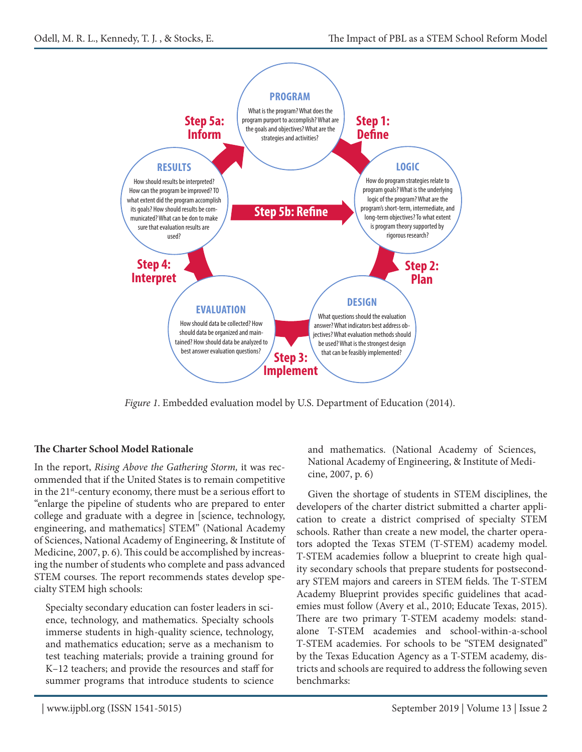**PROGRAM**

What is the program? What does the program purport to accomplish? What are the goals and objectives? What are the strategies and activities?

**Step 1: Define**

**LOGIC**

How do program strategies relate to program goals? What is the underlying logic of the program? What are the program's short-term, intermediate, and long-term objectives? To what extent is program theory supported by rigorous research?

**Step 2: Plan**

**DESIGN**

What questions should the evaluation answer? What indicators best address objectives? What evaluation methods should be used? What is the strongest design that can be feasibly implemented?

**Step 3: Implement**

**EVALUATION**

How should data be collected? How should data be organized and maintained? How should data be analyzed to best answer evaluation questions?

**Step 4: Interpret**

**RESULTS**

How should results be interpreted? How can the program be improved? TO what extent did the program accomplish its goals? How should results be communicated? What can be don to make sure that evaluation results are used?

**Step 5a: Inform**

**Step 5b: Refine**

*Figure 1*. Embedded evaluation model by U.S. Department of Education (2014).

### The Charter School Model Rationale

In the report, *Rising Above the Gathering Storm,* it was recommended that if the United States is to remain competitive in the 21st-century economy, there must be a serious effort to "enlarge the pipeline of students who are prepared to enter college and graduate with a degree in [science, technology, engineering, and mathematics] STEM" (National Academy of Sciences, National Academy of Engineering, & Institute of Medicine, 2007, p. 6). This could be accomplished by increasing the number of students who complete and pass advanced STEM courses. The report recommends states develop specialty STEM high schools:

> Specialty secondary education can foster leaders in science, technology, and mathematics. Specialty schools immerse students in high-quality science, technology, and mathematics education; serve as a mechanism to test teaching materials; provide a training ground for K–12 teachers; and provide the resources and staff for summer programs that introduce students to science and mathematics. (National Academy of Sciences, National Academy of Engineering, & Institute of Medicine, 2007, p. 6)

Given the shortage of students in STEM disciplines, the developers of the charter district submitted a charter application to create a district comprised of specialty STEM schools. Rather than create a new model, the charter operators adopted the Texas STEM (T-STEM) academy model. T-STEM academies follow a blueprint to create high quality secondary schools that prepare students for postsecondary STEM majors and careers in STEM fields. The T-STEM Academy Blueprint provides specific guidelines that academies must follow (Avery et al., 2010; Educate Texas, 2015). There are two primary T-STEM academy models: standalone T-STEM academies and school-within-a-school T-STEM academies. For schools to be "STEM designated" by the Texas Education Agency as a T-STEM academy, districts and schools are required to address the following seven benchmarks: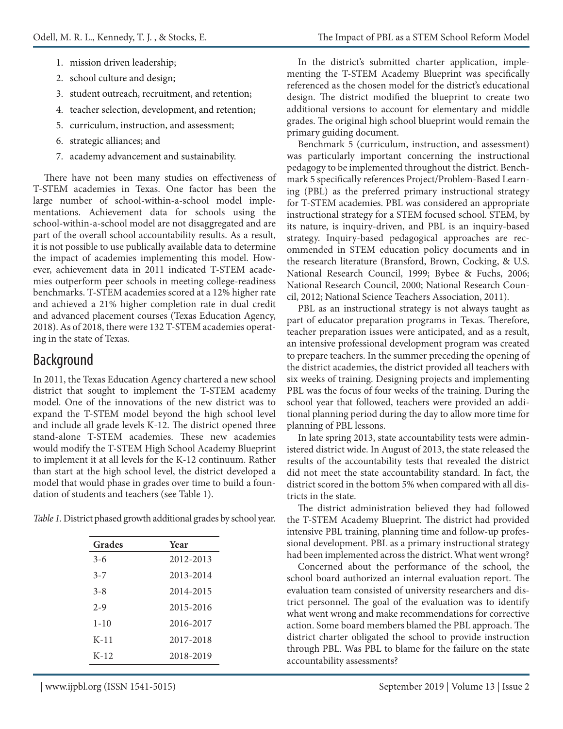1. mission driven leadership;
2. school culture and design;
3. student outreach, recruitment, and retention;
4. teacher selection, development, and retention;
5. curriculum, instruction, and assessment;
6. strategic alliances; and
7. academy advancement and sustainability.

There have not been many studies on effectiveness of T-STEM academies in Texas. One factor has been the large number of school-within-a-school model implementations. Achievement data for schools using the school-within-a-school model are not disaggregated and are part of the overall school accountability results. As a result, it is not possible to use publically available data to determine the impact of academies implementing this model. However, achievement data in 2011 indicated T-STEM academies outperform peer schools in meeting college-readiness benchmarks. T-STEM academies scored at a 12% higher rate and achieved a 21% higher completion rate in dual credit and advanced placement courses (Texas Education Agency, 2018). As of 2018, there were 132 T-STEM academies operating in the state of Texas.

## Background

In 2011, the Texas Education Agency chartered a new school district that sought to implement the T-STEM academy model. One of the innovations of the new district was to expand the T-STEM model beyond the high school level and include all grade levels K-12. The district opened three stand-alone T-STEM academies. These new academies would modify the T-STEM High School Academy Blueprint to implement it at all levels for the K-12 continuum. Rather than start at the high school level, the district developed a model that would phase in grades over time to build a foundation of students and teachers (see Table 1).

*Table 1.* District phased growth additional grades by school year.

| Grades | Year |
|---|---|
| 3-6 | 2012-2013 |
| 3-7 | 2013-2014 |
| 3-8 | 2014-2015 |
| 2-9 | 2015-2016 |
| 1-10 | 2016-2017 |
| K-11 | 2017-2018 |
| K-12 | 2018-2019 |

In the district's submitted charter application, implementing the T-STEM Academy Blueprint was specifically referenced as the chosen model for the district's educational design. The district modified the blueprint to create two additional versions to account for elementary and middle grades. The original high school blueprint would remain the primary guiding document.

Benchmark 5 (curriculum, instruction, and assessment) was particularly important concerning the instructional pedagogy to be implemented throughout the district. Benchmark 5 specifically references Project/Problem-Based Learning (PBL) as the preferred primary instructional strategy for T-STEM academies. PBL was considered an appropriate instructional strategy for a STEM focused school. STEM, by its nature, is inquiry-driven, and PBL is an inquiry-based strategy. Inquiry-based pedagogical approaches are recommended in STEM education policy documents and in the research literature (Bransford, Brown, Cocking, & U.S. National Research Council, 1999; Bybee & Fuchs, 2006; National Research Council, 2000; National Research Council, 2012; National Science Teachers Association, 2011).

PBL as an instructional strategy is not always taught as part of educator preparation programs in Texas. Therefore, teacher preparation issues were anticipated, and as a result, an intensive professional development program was created to prepare teachers. In the summer preceding the opening of the district academies, the district provided all teachers with six weeks of training. Designing projects and implementing PBL was the focus of four weeks of the training. During the school year that followed, teachers were provided an additional planning period during the day to allow more time for planning of PBL lessons.

In late spring 2013, state accountability tests were administered district wide. In August of 2013, the state released the results of the accountability tests that revealed the district did not meet the state accountability standard. In fact, the district scored in the bottom 5% when compared with all districts in the state.

The district administration believed they had followed the T-STEM Academy Blueprint. The district had provided intensive PBL training, planning time and follow-up professional development. PBL as a primary instructional strategy had been implemented across the district. What went wrong?

Concerned about the performance of the school, the school board authorized an internal evaluation report. The evaluation team consisted of university researchers and district personnel. The goal of the evaluation was to identify what went wrong and make recommendations for corrective action. Some board members blamed the PBL approach. The district charter obligated the school to provide instruction through PBL. Was PBL to blame for the failure on the state accountability assessments?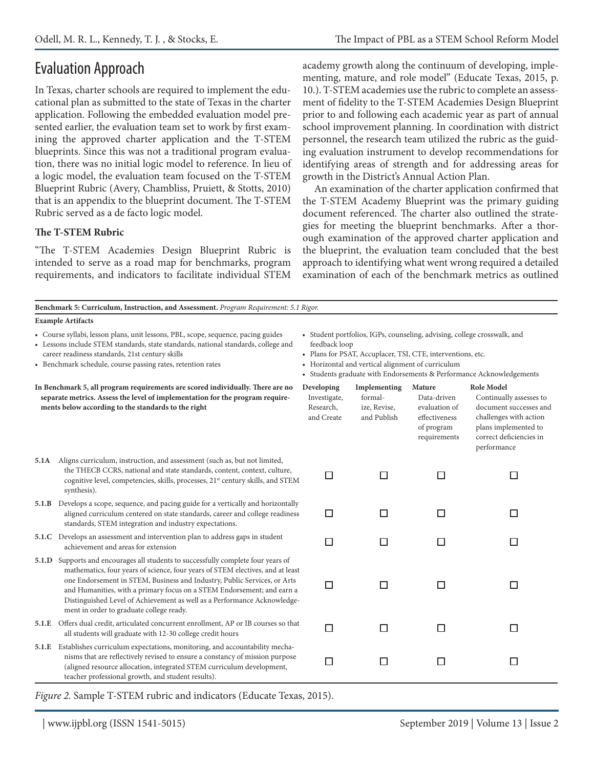## Evaluation Approach

In Texas, charter schools are required to implement the educational plan as submitted to the state of Texas in the charter application. Following the embedded evaluation model presented earlier, the evaluation team set to work by first examining the approved charter application and the T-STEM blueprints. Since this was not a traditional program evaluation, there was no initial logic model to reference. In lieu of a logic model, the evaluation team focused on the T-STEM Blueprint Rubric (Avery, Chambliss, Pruiett, & Stotts, 2010) that is an appendix to the blueprint document. The T-STEM Rubric served as a de facto logic model.

### The T-STEM Rubric

"The T-STEM Academies Design Blueprint Rubric is intended to serve as a road map for benchmarks, program requirements, and indicators to facilitate individual STEM academy growth along the continuum of developing, implementing, mature, and role model" (Educate Texas, 2015, p. 10.). T-STEM academies use the rubric to complete an assessment of fidelity to the T-STEM Academies Design Blueprint prior to and following each academic year as part of annual school improvement planning. In coordination with district personnel, the research team utilized the rubric as the guiding evaluation instrument to develop recommendations for identifying areas of strength and for addressing areas for growth in the District's Annual Action Plan.

An examination of the charter application confirmed that the T-STEM Academy Blueprint was the primary guiding document referenced. The charter also outlined the strategies for meeting the blueprint benchmarks. After a thorough examination of the approved charter application and the blueprint, the evaluation team concluded that the best approach to identifying what went wrong required a detailed examination of each of the benchmark metrics as outlined

**Benchmark 5: Curriculum, Instruction, and Assessment.** *Program Requirement: 5.1 Rigor.*

**Example Artifacts**

- Course syllabi, lesson plans, unit lessons, PBL, scope, sequence, pacing guides
- Lessons include STEM standards, state standards, national standards, college and career readiness standards, 21st century skills
- Benchmark schedule, course passing rates, retention rates
- Student portfolios, IGPs, counseling, advising, college crosswalk, and feedback loop
- Plans for PSAT, Accuplacer, TSI, CTE, interventions, etc.
- Horizontal and vertical alignment of curriculum
- Students graduate with Endorsements & Performance Acknowledgements

| **In Benchmark 5, all program requirements are scored individually. There are no separate metrics. Assess the level of implementation for the program requirements below according to the standards to the right** | **Developing** Investigate, Research, and Create | **Implementing** formal-ize, Revise, and Publish | **Mature** Data-driven evaluation of effectiveness of program requirements | **Role Model** Continually assesses to document successes and challenges with action plans implemented to correct deficiencies in performance |
|---|---|---|---|---|
| **5.1A** Aligns curriculum, instruction, and assessment (such as, but not limited, the THECB CCRS, national and state standards, content, context, culture, cognitive level, competencies, skills, processes, 21st century skills, and STEM synthesis). | ☐ | ☐ | ☐ | ☐ |
| **5.1.B** Develops a scope, sequence, and pacing guide for a vertically and horizontally aligned curriculum centered on state standards, career and college readiness standards, STEM integration and industry expectations. | ☐ | ☐ | ☐ | ☐ |
| **5.1.C** Develops an assessment and intervention plan to address gaps in student achievement and areas for extension | ☐ | ☐ | ☐ | ☐ |
| **5.1.D** Supports and encourages all students to successfully complete four years of mathematics, four years of science, four years of STEM electives, and at least one Endorsement in STEM, Business and Industry, Public Services, or Arts and Humanities, with a primary focus on a STEM Endorsement; and earn a Distinguished Level of Achievement as well as a Performance Acknowledgement in order to graduate college ready. | ☐ | ☐ | ☐ | ☐ |
| **5.1.E** Offers dual credit, articulated concurrent enrollment, AP or IB courses so that all students will graduate with 12-30 college credit hours | ☐ | ☐ | ☐ | ☐ |
| **5.1.E** Establishes curriculum expectations, monitoring, and accountability mechanisms that are reflectively revised to ensure a constancy of mission purpose (aligned resource allocation, integrated STEM curriculum development, teacher professional growth, and student results). | ☐ | ☐ | ☐ | ☐ |

*Figure 2.* Sample T-STEM rubric and indicators (Educate Texas, 2015).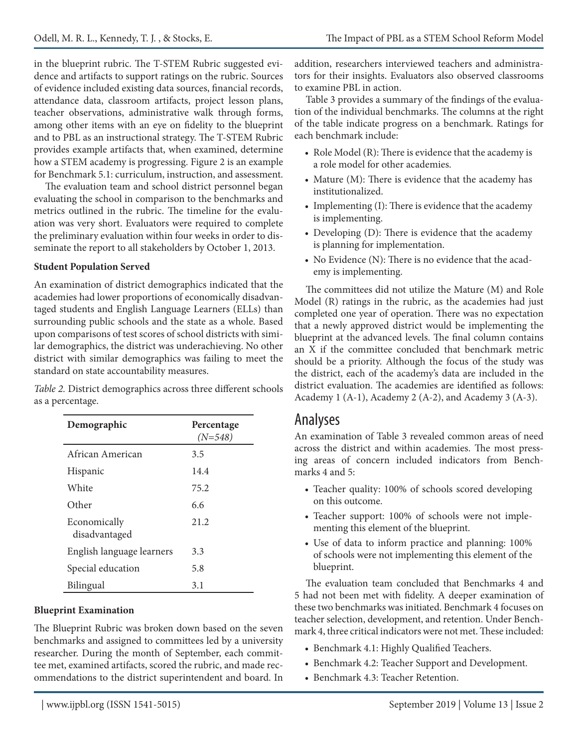in the blueprint rubric. The T-STEM Rubric suggested evidence and artifacts to support ratings on the rubric. Sources of evidence included existing data sources, financial records, attendance data, classroom artifacts, project lesson plans, teacher observations, administrative walk through forms, among other items with an eye on fidelity to the blueprint and to PBL as an instructional strategy. The T-STEM Rubric provides example artifacts that, when examined, determine how a STEM academy is progressing. Figure 2 is an example for Benchmark 5.1: curriculum, instruction, and assessment.

The evaluation team and school district personnel began evaluating the school in comparison to the benchmarks and metrics outlined in the rubric. The timeline for the evaluation was very short. Evaluators were required to complete the preliminary evaluation within four weeks in order to disseminate the report to all stakeholders by October 1, 2013.

**Student Population Served**

An examination of district demographics indicated that the academies had lower proportions of economically disadvantaged students and English Language Learners (ELLs) than surrounding public schools and the state as a whole. Based upon comparisons of test scores of school districts with similar demographics, the district was underachieving. No other district with similar demographics was failing to meet the standard on state accountability measures.

*Table 2.* District demographics across three different schools as a percentage.

| Demographic | Percentage (*N=548)* |
|---|---|
| African American | 3.5 |
| Hispanic | 14.4 |
| White | 75.2 |
| Other | 6.6 |
| Economically disadvantaged | 21.2 |
| English language learners | 3.3 |
| Special education | 5.8 |
| Bilingual | 3.1 |

**Blueprint Examination**

The Blueprint Rubric was broken down based on the seven benchmarks and assigned to committees led by a university researcher. During the month of September, each committee met, examined artifacts, scored the rubric, and made recommendations to the district superintendent and board. In addition, researchers interviewed teachers and administrators for their insights. Evaluators also observed classrooms to examine PBL in action.

Table 3 provides a summary of the findings of the evaluation of the individual benchmarks. The columns at the right of the table indicate progress on a benchmark. Ratings for each benchmark include:

- Role Model (R): There is evidence that the academy is a role model for other academies.
- Mature (M): There is evidence that the academy has institutionalized.
- Implementing (I): There is evidence that the academy is implementing.
- Developing (D): There is evidence that the academy is planning for implementation.
- No Evidence (N): There is no evidence that the academy is implementing.

The committees did not utilize the Mature (M) and Role Model (R) ratings in the rubric, as the academies had just completed one year of operation. There was no expectation that a newly approved district would be implementing the blueprint at the advanced levels. The final column contains an X if the committee concluded that benchmark metric should be a priority. Although the focus of the study was the district, each of the academy's data are included in the district evaluation. The academies are identified as follows: Academy 1 (A-1), Academy 2 (A-2), and Academy 3 (A-3).

## Analyses

An examination of Table 3 revealed common areas of need across the district and within academies. The most pressing areas of concern included indicators from Benchmarks 4 and 5:

- Teacher quality: 100% of schools scored developing on this outcome.
- Teacher support: 100% of schools were not implementing this element of the blueprint.
- Use of data to inform practice and planning: 100% of schools were not implementing this element of the blueprint.

The evaluation team concluded that Benchmarks 4 and 5 had not been met with fidelity. A deeper examination of these two benchmarks was initiated. Benchmark 4 focuses on teacher selection, development, and retention. Under Benchmark 4, three critical indicators were not met. These included:

- Benchmark 4.1: Highly Qualified Teachers.
- Benchmark 4.2: Teacher Support and Development.
- Benchmark 4.3: Teacher Retention.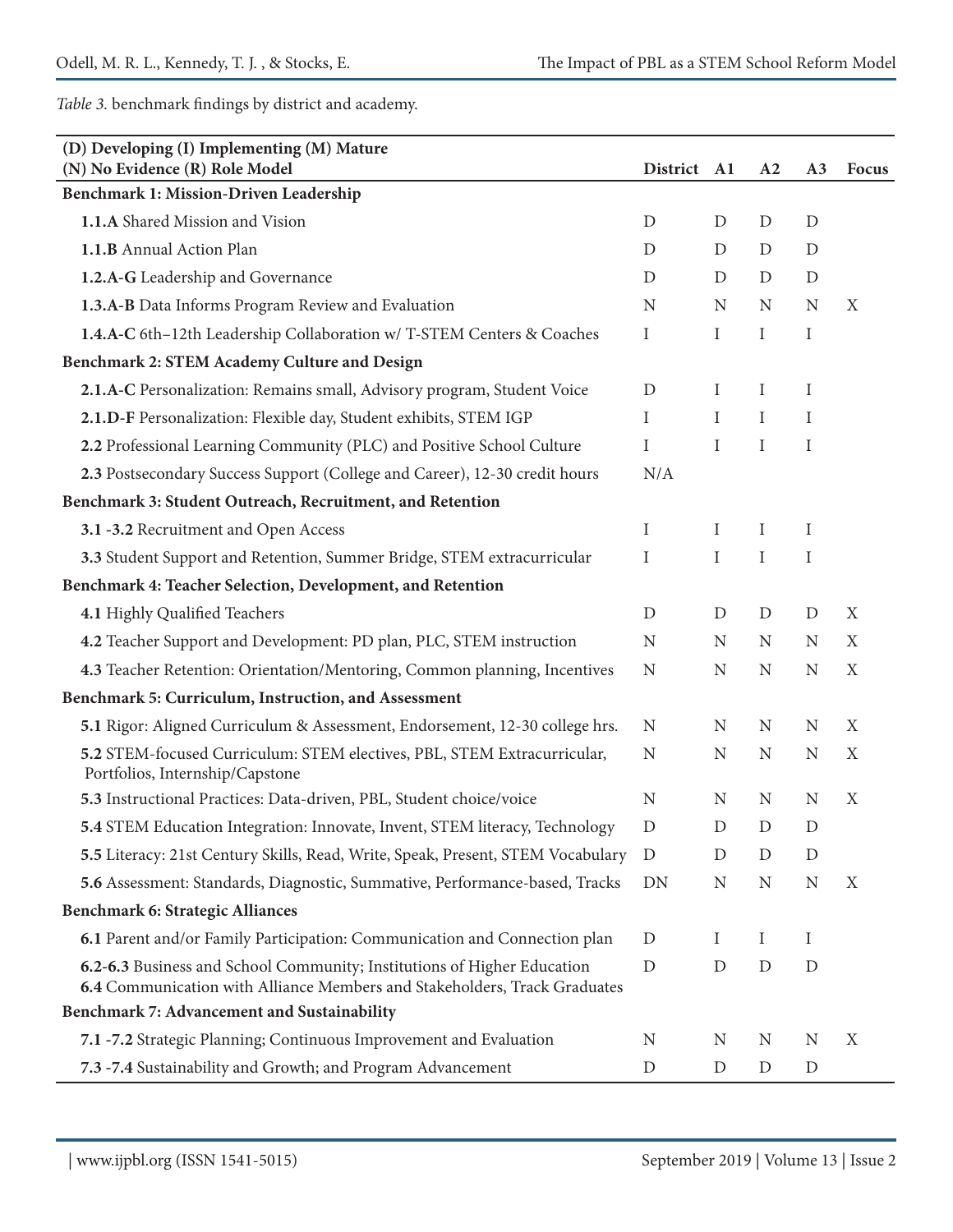*Table 3.* benchmark findings by district and academy.

| (D) Developing (I) Implementing (M) Mature<br>(N) No Evidence (R) Role Model | District | A1 | A2 | A3 | Focus |
|---|---|---|---|---|---|
| **Benchmark 1: Mission-Driven Leadership** | | | | | |
| **1.1.A** Shared Mission and Vision | D | D | D | D | |
| **1.1.B** Annual Action Plan | D | D | D | D | |
| **1.2.A-G** Leadership and Governance | D | D | D | D | |
| **1.3.A-B** Data Informs Program Review and Evaluation | N | N | N | N | X |
| **1.4.A-C** 6th–12th Leadership Collaboration w/ T-STEM Centers & Coaches | I | I | I | I | |
| **Benchmark 2: STEM Academy Culture and Design** | | | | | |
| **2.1.A-C** Personalization: Remains small, Advisory program, Student Voice | D | I | I | I | |
| **2.1.D-F** Personalization: Flexible day, Student exhibits, STEM IGP | I | I | I | I | |
| **2.2** Professional Learning Community (PLC) and Positive School Culture | I | I | I | I | |
| **2.3** Postsecondary Success Support (College and Career), 12-30 credit hours | N/A | | | | |
| **Benchmark 3: Student Outreach, Recruitment, and Retention** | | | | | |
| **3.1 -3.2** Recruitment and Open Access | I | I | I | I | |
| **3.3** Student Support and Retention, Summer Bridge, STEM extracurricular | I | I | I | I | |
| **Benchmark 4: Teacher Selection, Development, and Retention** | | | | | |
| **4.1** Highly Qualified Teachers | D | D | D | D | X |
| **4.2** Teacher Support and Development: PD plan, PLC, STEM instruction | N | N | N | N | X |
| **4.3** Teacher Retention: Orientation/Mentoring, Common planning, Incentives | N | N | N | N | X |
| **Benchmark 5: Curriculum, Instruction, and Assessment** | | | | | |
| **5.1** Rigor: Aligned Curriculum & Assessment, Endorsement, 12-30 college hrs. | N | N | N | N | X |
| **5.2** STEM-focused Curriculum: STEM electives, PBL, STEM Extracurricular, Portfolios, Internship/Capstone | N | N | N | N | X |
| **5.3** Instructional Practices: Data-driven, PBL, Student choice/voice | N | N | N | N | X |
| **5.4** STEM Education Integration: Innovate, Invent, STEM literacy, Technology | D | D | D | D | |
| **5.5** Literacy: 21st Century Skills, Read, Write, Speak, Present, STEM Vocabulary | D | D | D | D | |
| **5.6** Assessment: Standards, Diagnostic, Summative, Performance-based, Tracks | DN | N | N | N | X |
| **Benchmark 6: Strategic Alliances** | | | | | |
| **6.1** Parent and/or Family Participation: Communication and Connection plan | D | I | I | I | |
| **6.2-6.3** Business and School Community; Institutions of Higher Education<br>**6.4** Communication with Alliance Members and Stakeholders, Track Graduates | D | D | D | D | |
| **Benchmark 7: Advancement and Sustainability** | | | | | |
| **7.1 -7.2** Strategic Planning; Continuous Improvement and Evaluation | N | N | N | N | X |
| **7.3 -7.4** Sustainability and Growth; and Program Advancement | D | D | D | D | |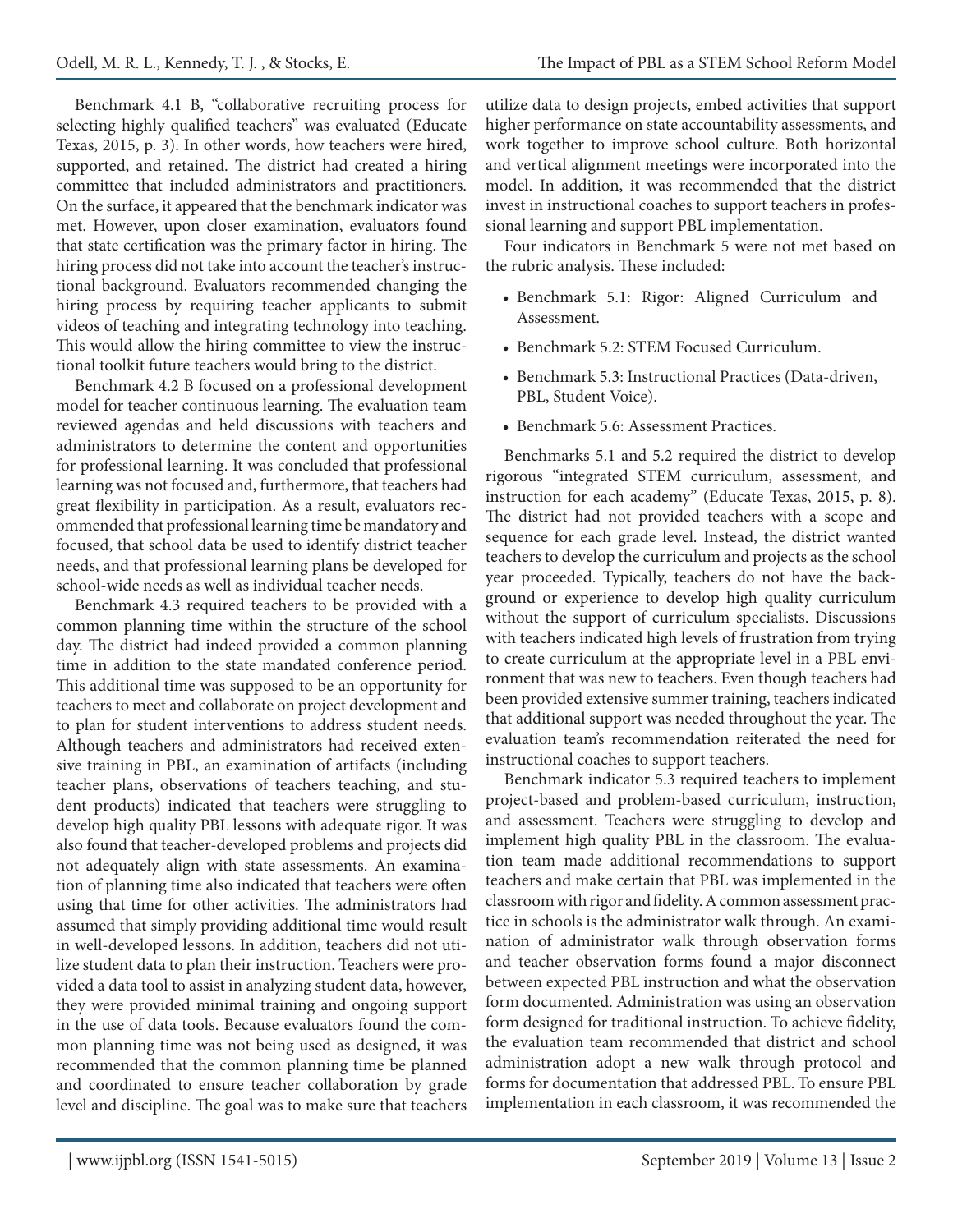Benchmark 4.1 B, "collaborative recruiting process for selecting highly qualified teachers" was evaluated (Educate Texas, 2015, p. 3). In other words, how teachers were hired, supported, and retained. The district had created a hiring committee that included administrators and practitioners. On the surface, it appeared that the benchmark indicator was met. However, upon closer examination, evaluators found that state certification was the primary factor in hiring. The hiring process did not take into account the teacher's instructional background. Evaluators recommended changing the hiring process by requiring teacher applicants to submit videos of teaching and integrating technology into teaching. This would allow the hiring committee to view the instructional toolkit future teachers would bring to the district.

Benchmark 4.2 B focused on a professional development model for teacher continuous learning. The evaluation team reviewed agendas and held discussions with teachers and administrators to determine the content and opportunities for professional learning. It was concluded that professional learning was not focused and, furthermore, that teachers had great flexibility in participation. As a result, evaluators recommended that professional learning time be mandatory and focused, that school data be used to identify district teacher needs, and that professional learning plans be developed for school-wide needs as well as individual teacher needs.

Benchmark 4.3 required teachers to be provided with a common planning time within the structure of the school day. The district had indeed provided a common planning time in addition to the state mandated conference period. This additional time was supposed to be an opportunity for teachers to meet and collaborate on project development and to plan for student interventions to address student needs. Although teachers and administrators had received extensive training in PBL, an examination of artifacts (including teacher plans, observations of teachers teaching, and student products) indicated that teachers were struggling to develop high quality PBL lessons with adequate rigor. It was also found that teacher-developed problems and projects did not adequately align with state assessments. An examination of planning time also indicated that teachers were often using that time for other activities. The administrators had assumed that simply providing additional time would result in well-developed lessons. In addition, teachers did not utilize student data to plan their instruction. Teachers were provided a data tool to assist in analyzing student data, however, they were provided minimal training and ongoing support in the use of data tools. Because evaluators found the common planning time was not being used as designed, it was recommended that the common planning time be planned and coordinated to ensure teacher collaboration by grade level and discipline. The goal was to make sure that teachers utilize data to design projects, embed activities that support higher performance on state accountability assessments, and work together to improve school culture. Both horizontal and vertical alignment meetings were incorporated into the model. In addition, it was recommended that the district invest in instructional coaches to support teachers in professional learning and support PBL implementation.

Four indicators in Benchmark 5 were not met based on the rubric analysis. These included:

- Benchmark 5.1: Rigor: Aligned Curriculum and Assessment.
- Benchmark 5.2: STEM Focused Curriculum.
- Benchmark 5.3: Instructional Practices (Data-driven, PBL, Student Voice).
- Benchmark 5.6: Assessment Practices.

Benchmarks 5.1 and 5.2 required the district to develop rigorous "integrated STEM curriculum, assessment, and instruction for each academy" (Educate Texas, 2015, p. 8). The district had not provided teachers with a scope and sequence for each grade level. Instead, the district wanted teachers to develop the curriculum and projects as the school year proceeded. Typically, teachers do not have the background or experience to develop high quality curriculum without the support of curriculum specialists. Discussions with teachers indicated high levels of frustration from trying to create curriculum at the appropriate level in a PBL environment that was new to teachers. Even though teachers had been provided extensive summer training, teachers indicated that additional support was needed throughout the year. The evaluation team's recommendation reiterated the need for instructional coaches to support teachers.

Benchmark indicator 5.3 required teachers to implement project-based and problem-based curriculum, instruction, and assessment. Teachers were struggling to develop and implement high quality PBL in the classroom. The evaluation team made additional recommendations to support teachers and make certain that PBL was implemented in the classroom with rigor and fidelity. A common assessment practice in schools is the administrator walk through. An examination of administrator walk through observation forms and teacher observation forms found a major disconnect between expected PBL instruction and what the observation form documented. Administration was using an observation form designed for traditional instruction. To achieve fidelity, the evaluation team recommended that district and school administration adopt a new walk through protocol and forms for documentation that addressed PBL. To ensure PBL implementation in each classroom, it was recommended the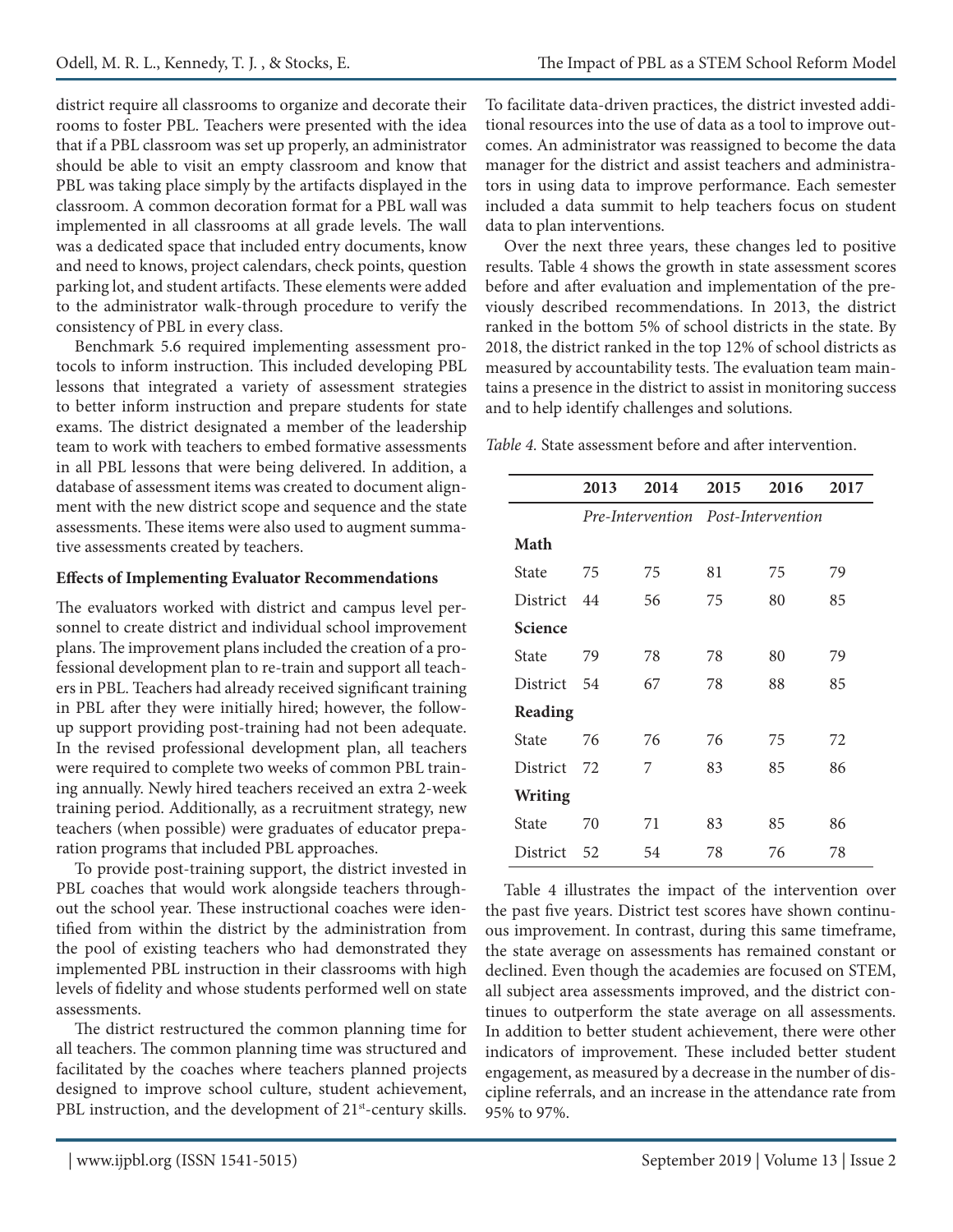district require all classrooms to organize and decorate their rooms to foster PBL. Teachers were presented with the idea that if a PBL classroom was set up properly, an administrator should be able to visit an empty classroom and know that PBL was taking place simply by the artifacts displayed in the classroom. A common decoration format for a PBL wall was implemented in all classrooms at all grade levels. The wall was a dedicated space that included entry documents, know and need to knows, project calendars, check points, question parking lot, and student artifacts. These elements were added to the administrator walk-through procedure to verify the consistency of PBL in every class.

Benchmark 5.6 required implementing assessment protocols to inform instruction. This included developing PBL lessons that integrated a variety of assessment strategies to better inform instruction and prepare students for state exams. The district designated a member of the leadership team to work with teachers to embed formative assessments in all PBL lessons that were being delivered. In addition, a database of assessment items was created to document alignment with the new district scope and sequence and the state assessments. These items were also used to augment summative assessments created by teachers.

**Effects of Implementing Evaluator Recommendations**

The evaluators worked with district and campus level personnel to create district and individual school improvement plans. The improvement plans included the creation of a professional development plan to re-train and support all teachers in PBL. Teachers had already received significant training in PBL after they were initially hired; however, the follow-up support providing post-training had not been adequate. In the revised professional development plan, all teachers were required to complete two weeks of common PBL training annually. Newly hired teachers received an extra 2-week training period. Additionally, as a recruitment strategy, new teachers (when possible) were graduates of educator preparation programs that included PBL approaches.

To provide post-training support, the district invested in PBL coaches that would work alongside teachers throughout the school year. These instructional coaches were identified from within the district by the administration from the pool of existing teachers who had demonstrated they implemented PBL instruction in their classrooms with high levels of fidelity and whose students performed well on state assessments.

The district restructured the common planning time for all teachers. The common planning time was structured and facilitated by the coaches where teachers planned projects designed to improve school culture, student achievement, PBL instruction, and the development of 21st-century skills. To facilitate data-driven practices, the district invested additional resources into the use of data as a tool to improve outcomes. An administrator was reassigned to become the data manager for the district and assist teachers and administrators in using data to improve performance. Each semester included a data summit to help teachers focus on student data to plan interventions.

Over the next three years, these changes led to positive results. Table 4 shows the growth in state assessment scores before and after evaluation and implementation of the previously described recommendations. In 2013, the district ranked in the bottom 5% of school districts in the state. By 2018, the district ranked in the top 12% of school districts as measured by accountability tests. The evaluation team maintains a presence in the district to assist in monitoring success and to help identify challenges and solutions.

*Table 4.* State assessment before and after intervention.

| | 2013 | 2014 | 2015 | 2016 | 2017 |
|---|---|---|---|---|---|
| | *Pre-Intervention* | | *Post-Intervention* | | |
| **Math** | | | | | |
| State | 75 | 75 | 81 | 75 | 79 |
| District | 44 | 56 | 75 | 80 | 85 |
| **Science** | | | | | |
| State | 79 | 78 | 78 | 80 | 79 |
| District | 54 | 67 | 78 | 88 | 85 |
| **Reading** | | | | | |
| State | 76 | 76 | 76 | 75 | 72 |
| District | 72 | 7 | 83 | 85 | 86 |
| **Writing** | | | | | |
| State | 70 | 71 | 83 | 85 | 86 |
| District | 52 | 54 | 78 | 76 | 78 |

Table 4 illustrates the impact of the intervention over the past five years. District test scores have shown continuous improvement. In contrast, during this same timeframe, the state average on assessments has remained constant or declined. Even though the academies are focused on STEM, all subject area assessments improved, and the district continues to outperform the state average on all assessments. In addition to better student achievement, there were other indicators of improvement. These included better student engagement, as measured by a decrease in the number of discipline referrals, and an increase in the attendance rate from 95% to 97%.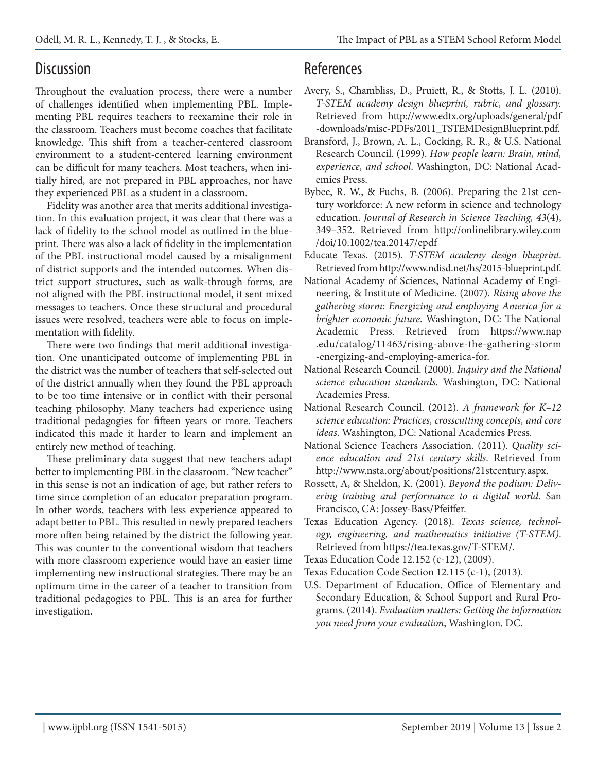## Discussion

Throughout the evaluation process, there were a number of challenges identified when implementing PBL. Implementing PBL requires teachers to reexamine their role in the classroom. Teachers must become coaches that facilitate knowledge. This shift from a teacher-centered classroom environment to a student-centered learning environment can be difficult for many teachers. Most teachers, when initially hired, are not prepared in PBL approaches, nor have they experienced PBL as a student in a classroom.

Fidelity was another area that merits additional investigation. In this evaluation project, it was clear that there was a lack of fidelity to the school model as outlined in the blueprint. There was also a lack of fidelity in the implementation of the PBL instructional model caused by a misalignment of district supports and the intended outcomes. When district support structures, such as walk-through forms, are not aligned with the PBL instructional model, it sent mixed messages to teachers. Once these structural and procedural issues were resolved, teachers were able to focus on implementation with fidelity.

There were two findings that merit additional investigation. One unanticipated outcome of implementing PBL in the district was the number of teachers that self-selected out of the district annually when they found the PBL approach to be too time intensive or in conflict with their personal teaching philosophy. Many teachers had experience using traditional pedagogies for fifteen years or more. Teachers indicated this made it harder to learn and implement an entirely new method of teaching.

These preliminary data suggest that new teachers adapt better to implementing PBL in the classroom. "New teacher" in this sense is not an indication of age, but rather refers to time since completion of an educator preparation program. In other words, teachers with less experience appeared to adapt better to PBL. This resulted in newly prepared teachers more often being retained by the district the following year. This was counter to the conventional wisdom that teachers with more classroom experience would have an easier time implementing new instructional strategies. There may be an optimum time in the career of a teacher to transition from traditional pedagogies to PBL. This is an area for further investigation.

## References

Avery, S., Chambliss, D., Pruiett, R., & Stotts, J. L. (2010). *T-STEM academy design blueprint, rubric, and glossary.* Retrieved from http://www.edtx.org/uploads/general/pdf-downloads/misc-PDFs/2011_TSTEMDesignBlueprint.pdf.

Bransford, J., Brown, A. L., Cocking, R. R., & U.S. National Research Council. (1999). *How people learn: Brain, mind, experience, and school*. Washington, DC: National Academies Press.

Bybee, R. W., & Fuchs, B. (2006). Preparing the 21st century workforce: A new reform in science and technology education. *Journal of Research in Science Teaching, 43*(4), 349–352. Retrieved from http://onlinelibrary.wiley.com/doi/10.1002/tea.20147/epdf

Educate Texas. (2015). *T-STEM academy design blueprint*. Retrieved from http://www.ndisd.net/hs/2015-blueprint.pdf.

National Academy of Sciences, National Academy of Engineering, & Institute of Medicine. (2007). *Rising above the gathering storm: Energizing and employing America for a brighter economic future.* Washington, DC: The National Academic Press. Retrieved from https://www.nap.edu/catalog/11463/rising-above-the-gathering-storm-energizing-and-employing-america-for.

National Research Council. (2000). *Inquiry and the National science education standards.* Washington, DC: National Academies Press.

National Research Council. (2012). *A framework for K–12 science education: Practices, crosscutting concepts, and core ideas*. Washington, DC: National Academies Press.

National Science Teachers Association. (2011). *Quality science education and 21st century skills*. Retrieved from http://www.nsta.org/about/positions/21stcentury.aspx.

Rossett, A, & Sheldon, K. (2001). *Beyond the podium: Delivering training and performance to a digital world*. San Francisco, CA: Jossey-Bass/Pfeiffer.

Texas Education Agency. (2018). *Texas science, technology, engineering, and mathematics initiative (T-STEM)*. Retrieved from https://tea.texas.gov/T-STEM/.

Texas Education Code 12.152 (c-12), (2009).

Texas Education Code Section 12.115 (c-1), (2013).

U.S. Department of Education, Office of Elementary and Secondary Education, & School Support and Rural Programs. (2014). *Evaluation matters: Getting the information you need from your evaluation*, Washington, DC.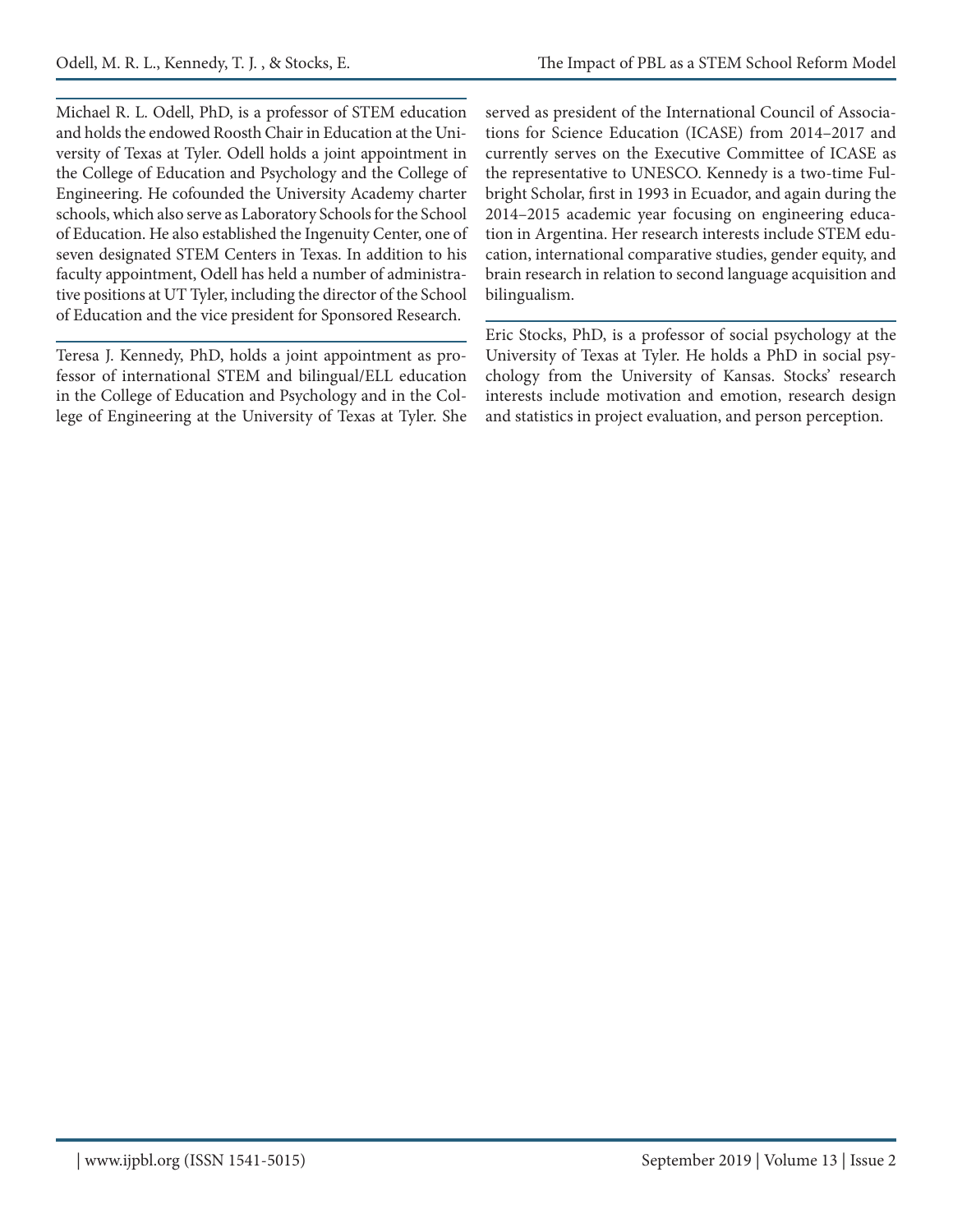Michael R. L. Odell, PhD, is a professor of STEM education and holds the endowed Roosth Chair in Education at the University of Texas at Tyler. Odell holds a joint appointment in the College of Education and Psychology and the College of Engineering. He cofounded the University Academy charter schools, which also serve as Laboratory Schools for the School of Education. He also established the Ingenuity Center, one of seven designated STEM Centers in Texas. In addition to his faculty appointment, Odell has held a number of administrative positions at UT Tyler, including the director of the School of Education and the vice president for Sponsored Research.

Teresa J. Kennedy, PhD, holds a joint appointment as professor of international STEM and bilingual/ELL education in the College of Education and Psychology and in the College of Engineering at the University of Texas at Tyler. She served as president of the International Council of Associations for Science Education (ICASE) from 2014–2017 and currently serves on the Executive Committee of ICASE as the representative to UNESCO. Kennedy is a two-time Fulbright Scholar, first in 1993 in Ecuador, and again during the 2014–2015 academic year focusing on engineering education in Argentina. Her research interests include STEM education, international comparative studies, gender equity, and brain research in relation to second language acquisition and bilingualism.

Eric Stocks, PhD, is a professor of social psychology at the University of Texas at Tyler. He holds a PhD in social psychology from the University of Kansas. Stocks' research interests include motivation and emotion, research design and statistics in project evaluation, and person perception.